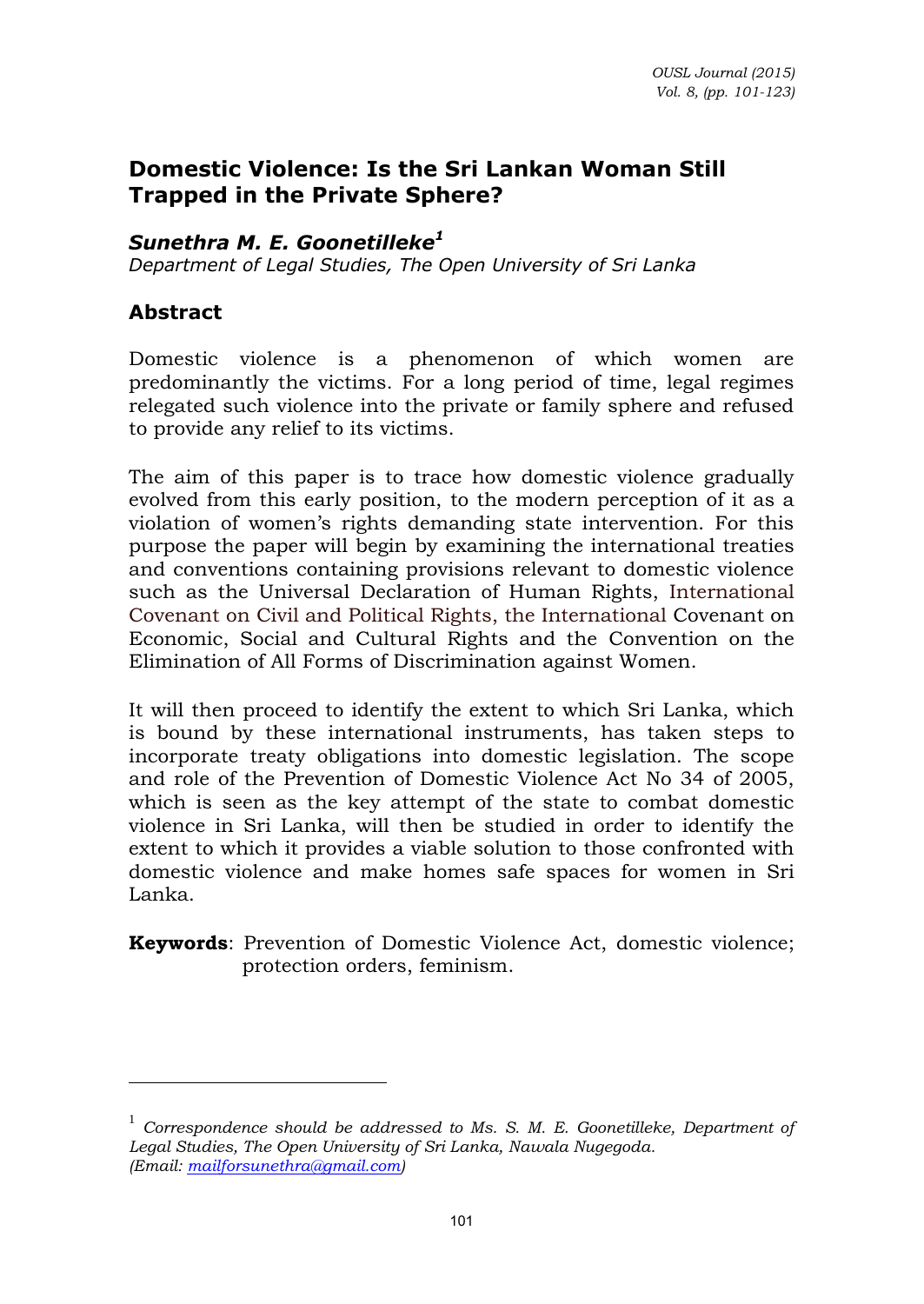# Domestic Violence: Is the Sri Lankan Woman Still Trapped in the Private Sphere?

***Sunethra M. E. Goonetilleke*[1]**

*Department of Legal Studies, The Open University of Sri Lanka*

## Abstract

Domestic violence is a phenomenon of which women are predominantly the victims. For a long period of time, legal regimes relegated such violence into the private or family sphere and refused to provide any relief to its victims.

The aim of this paper is to trace how domestic violence gradually evolved from this early position, to the modern perception of it as a violation of women's rights demanding state intervention. For this purpose the paper will begin by examining the international treaties and conventions containing provisions relevant to domestic violence such as the Universal Declaration of Human Rights, International Covenant on Civil and Political Rights, the International Covenant on Economic, Social and Cultural Rights and the Convention on the Elimination of All Forms of Discrimination against Women.

It will then proceed to identify the extent to which Sri Lanka, which is bound by these international instruments, has taken steps to incorporate treaty obligations into domestic legislation. The scope and role of the Prevention of Domestic Violence Act No 34 of 2005, which is seen as the key attempt of the state to combat domestic violence in Sri Lanka, will then be studied in order to identify the extent to which it provides a viable solution to those confronted with domestic violence and make homes safe spaces for women in Sri Lanka.

**Keywords**: Prevention of Domestic Violence Act, domestic violence; protection orders, feminism.

---

[1] *Correspondence should be addressed to Ms. S. M. E. Goonetilleke, Department of Legal Studies, The Open University of Sri Lanka, Nawala Nugegoda. (Email: mailforsunethra@gmail.com)*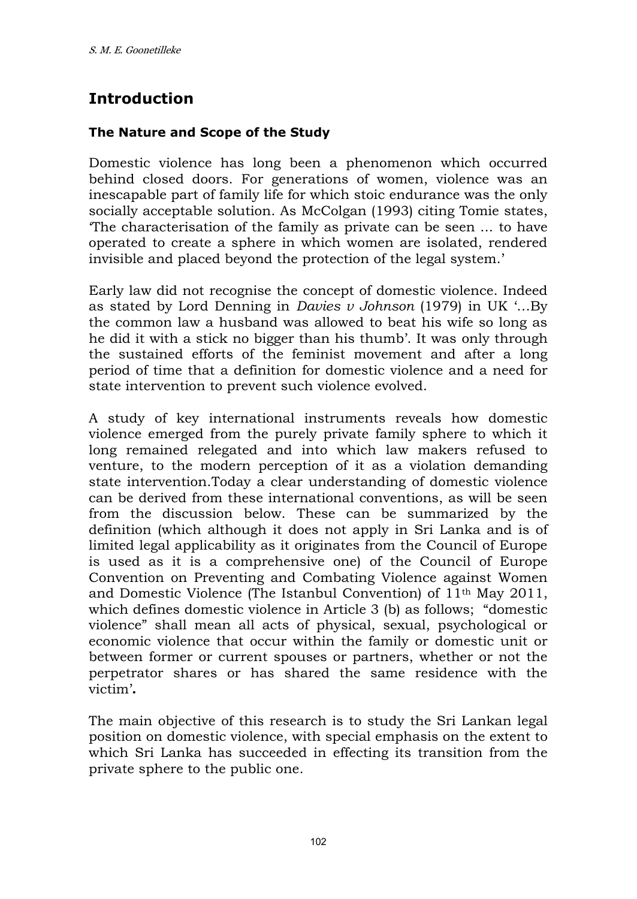# Introduction

### The Nature and Scope of the Study

Domestic violence has long been a phenomenon which occurred behind closed doors. For generations of women, violence was an inescapable part of family life for which stoic endurance was the only socially acceptable solution. As McColgan (1993) citing Tomie states, 'The characterisation of the family as private can be seen … to have operated to create a sphere in which women are isolated, rendered invisible and placed beyond the protection of the legal system.'

Early law did not recognise the concept of domestic violence. Indeed as stated by Lord Denning in *Davies v Johnson* (1979) in UK '…By the common law a husband was allowed to beat his wife so long as he did it with a stick no bigger than his thumb'. It was only through the sustained efforts of the feminist movement and after a long period of time that a definition for domestic violence and a need for state intervention to prevent such violence evolved.

A study of key international instruments reveals how domestic violence emerged from the purely private family sphere to which it long remained relegated and into which law makers refused to venture, to the modern perception of it as a violation demanding state intervention.Today a clear understanding of domestic violence can be derived from these international conventions, as will be seen from the discussion below. These can be summarized by the definition (which although it does not apply in Sri Lanka and is of limited legal applicability as it originates from the Council of Europe is used as it is a comprehensive one) of the Council of Europe Convention on Preventing and Combating Violence against Women and Domestic Violence (The Istanbul Convention) of 11th May 2011, which defines domestic violence in Article 3 (b) as follows; "domestic violence" shall mean all acts of physical, sexual, psychological or economic violence that occur within the family or domestic unit or between former or current spouses or partners, whether or not the perpetrator shares or has shared the same residence with the victim'**.**

The main objective of this research is to study the Sri Lankan legal position on domestic violence, with special emphasis on the extent to which Sri Lanka has succeeded in effecting its transition from the private sphere to the public one.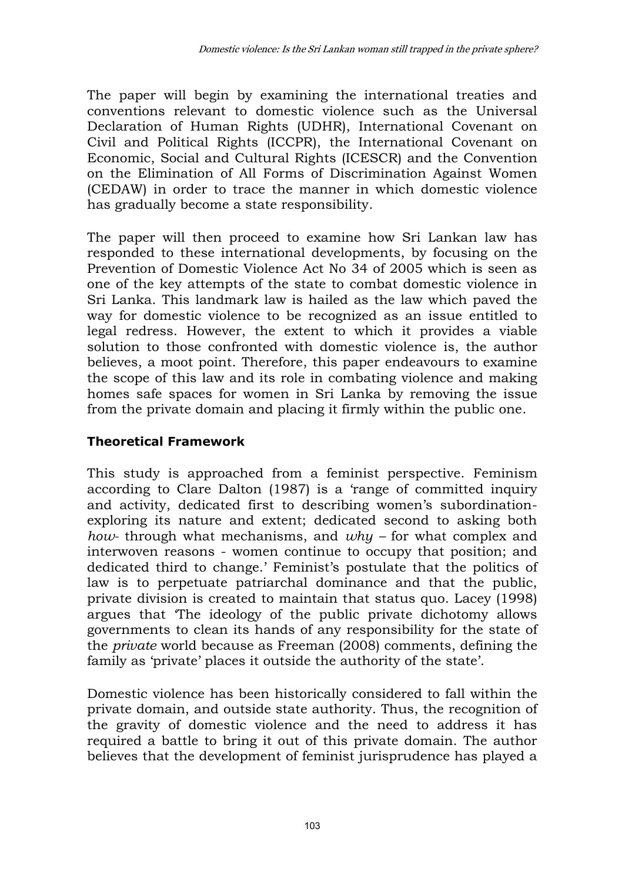The paper will begin by examining the international treaties and conventions relevant to domestic violence such as the Universal Declaration of Human Rights (UDHR), International Covenant on Civil and Political Rights (ICCPR), the International Covenant on Economic, Social and Cultural Rights (ICESCR) and the Convention on the Elimination of All Forms of Discrimination Against Women (CEDAW) in order to trace the manner in which domestic violence has gradually become a state responsibility.

The paper will then proceed to examine how Sri Lankan law has responded to these international developments, by focusing on the Prevention of Domestic Violence Act No 34 of 2005 which is seen as one of the key attempts of the state to combat domestic violence in Sri Lanka. This landmark law is hailed as the law which paved the way for domestic violence to be recognized as an issue entitled to legal redress. However, the extent to which it provides a viable solution to those confronted with domestic violence is, the author believes, a moot point. Therefore, this paper endeavours to examine the scope of this law and its role in combating violence and making homes safe spaces for women in Sri Lanka by removing the issue from the private domain and placing it firmly within the public one.

## Theoretical Framework

This study is approached from a feminist perspective. Feminism according to Clare Dalton (1987) is a 'range of committed inquiry and activity, dedicated first to describing women's subordination-exploring its nature and extent; dedicated second to asking both *how*- through what mechanisms, and *why* – for what complex and interwoven reasons - women continue to occupy that position; and dedicated third to change.' Feminist's postulate that the politics of law is to perpetuate patriarchal dominance and that the public, private division is created to maintain that status quo. Lacey (1998) argues that 'The ideology of the public private dichotomy allows governments to clean its hands of any responsibility for the state of the *private* world because as Freeman (2008) comments, defining the family as 'private' places it outside the authority of the state'.

Domestic violence has been historically considered to fall within the private domain, and outside state authority. Thus, the recognition of the gravity of domestic violence and the need to address it has required a battle to bring it out of this private domain. The author believes that the development of feminist jurisprudence has played a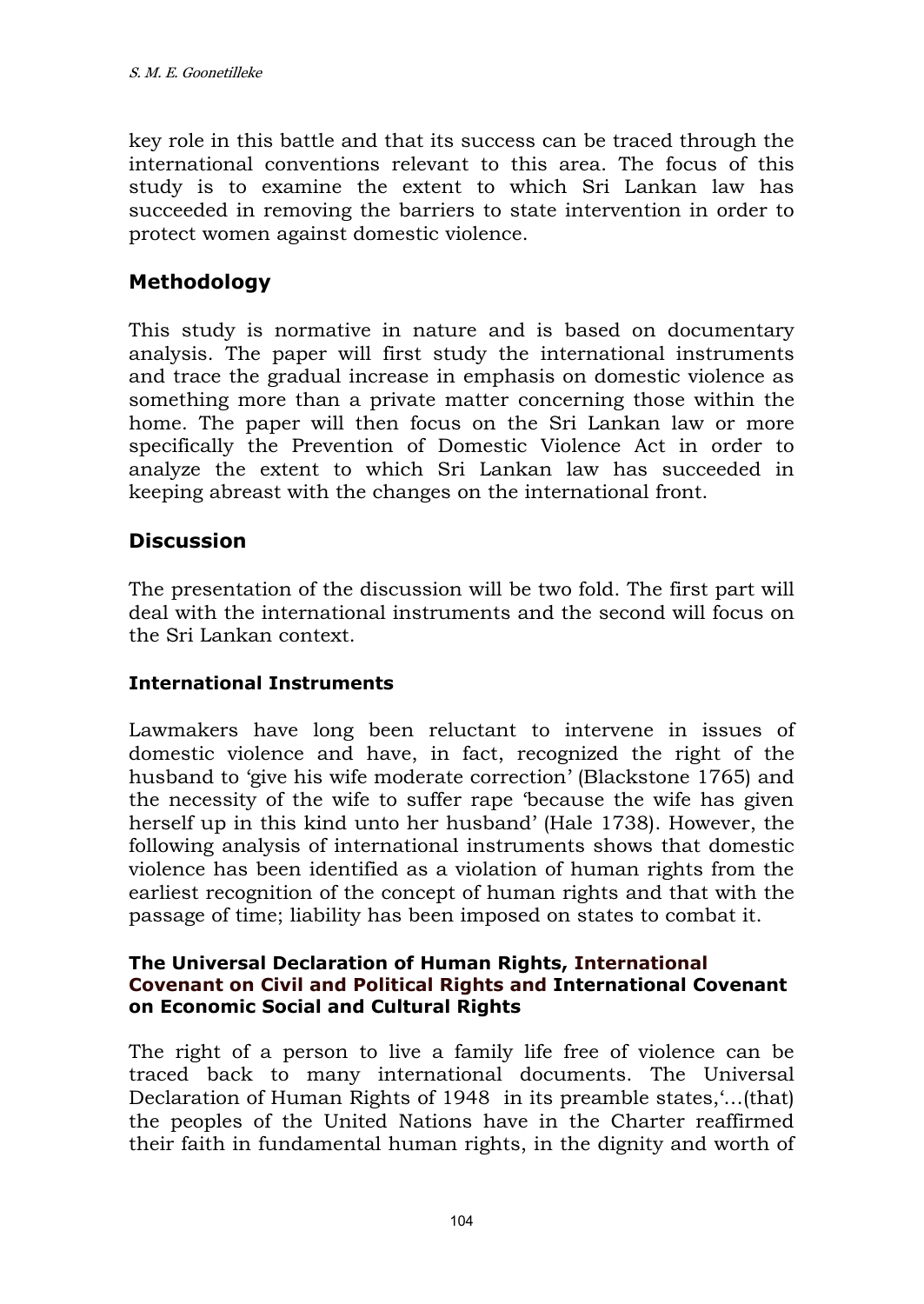key role in this battle and that its success can be traced through the international conventions relevant to this area. The focus of this study is to examine the extent to which Sri Lankan law has succeeded in removing the barriers to state intervention in order to protect women against domestic violence.

## Methodology

This study is normative in nature and is based on documentary analysis. The paper will first study the international instruments and trace the gradual increase in emphasis on domestic violence as something more than a private matter concerning those within the home. The paper will then focus on the Sri Lankan law or more specifically the Prevention of Domestic Violence Act in order to analyze the extent to which Sri Lankan law has succeeded in keeping abreast with the changes on the international front.

## Discussion

The presentation of the discussion will be two fold. The first part will deal with the international instruments and the second will focus on the Sri Lankan context.

### International Instruments

Lawmakers have long been reluctant to intervene in issues of domestic violence and have, in fact, recognized the right of the husband to 'give his wife moderate correction' (Blackstone 1765) and the necessity of the wife to suffer rape 'because the wife has given herself up in this kind unto her husband' (Hale 1738). However, the following analysis of international instruments shows that domestic violence has been identified as a violation of human rights from the earliest recognition of the concept of human rights and that with the passage of time; liability has been imposed on states to combat it.

#### The Universal Declaration of Human Rights, International Covenant on Civil and Political Rights and International Covenant on Economic Social and Cultural Rights

The right of a person to live a family life free of violence can be traced back to many international documents. The Universal Declaration of Human Rights of 1948 in its preamble states,'…(that) the peoples of the United Nations have in the Charter reaffirmed their faith in fundamental human rights, in the dignity and worth of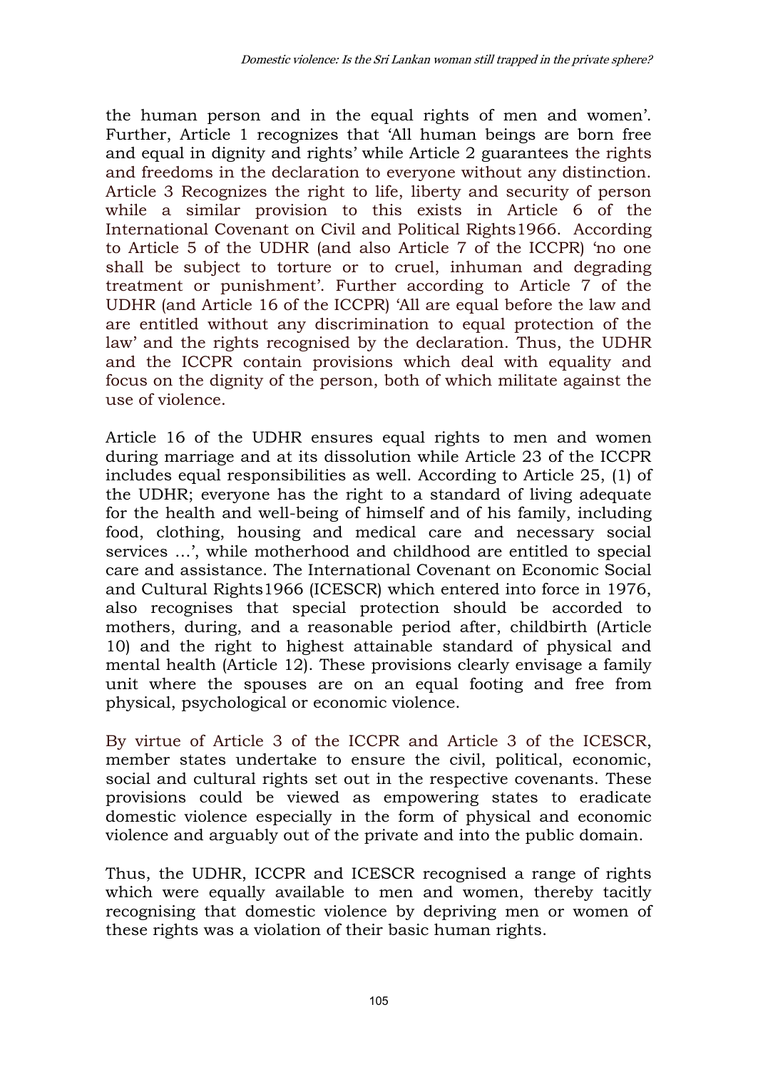the human person and in the equal rights of men and women'. Further, Article 1 recognizes that 'All human beings are born free and equal in dignity and rights' while Article 2 guarantees the rights and freedoms in the declaration to everyone without any distinction. Article 3 Recognizes the right to life, liberty and security of person while a similar provision to this exists in Article 6 of the International Covenant on Civil and Political Rights1966. According to Article 5 of the UDHR (and also Article 7 of the ICCPR) 'no one shall be subject to torture or to cruel, inhuman and degrading treatment or punishment'. Further according to Article 7 of the UDHR (and Article 16 of the ICCPR) 'All are equal before the law and are entitled without any discrimination to equal protection of the law' and the rights recognised by the declaration. Thus, the UDHR and the ICCPR contain provisions which deal with equality and focus on the dignity of the person, both of which militate against the use of violence.

Article 16 of the UDHR ensures equal rights to men and women during marriage and at its dissolution while Article 23 of the ICCPR includes equal responsibilities as well. According to Article 25, (1) of the UDHR; everyone has the right to a standard of living adequate for the health and well-being of himself and of his family, including food, clothing, housing and medical care and necessary social services …', while motherhood and childhood are entitled to special care and assistance. The International Covenant on Economic Social and Cultural Rights1966 (ICESCR) which entered into force in 1976, also recognises that special protection should be accorded to mothers, during, and a reasonable period after, childbirth (Article 10) and the right to highest attainable standard of physical and mental health (Article 12). These provisions clearly envisage a family unit where the spouses are on an equal footing and free from physical, psychological or economic violence.

By virtue of Article 3 of the ICCPR and Article 3 of the ICESCR, member states undertake to ensure the civil, political, economic, social and cultural rights set out in the respective covenants. These provisions could be viewed as empowering states to eradicate domestic violence especially in the form of physical and economic violence and arguably out of the private and into the public domain.

Thus, the UDHR, ICCPR and ICESCR recognised a range of rights which were equally available to men and women, thereby tacitly recognising that domestic violence by depriving men or women of these rights was a violation of their basic human rights.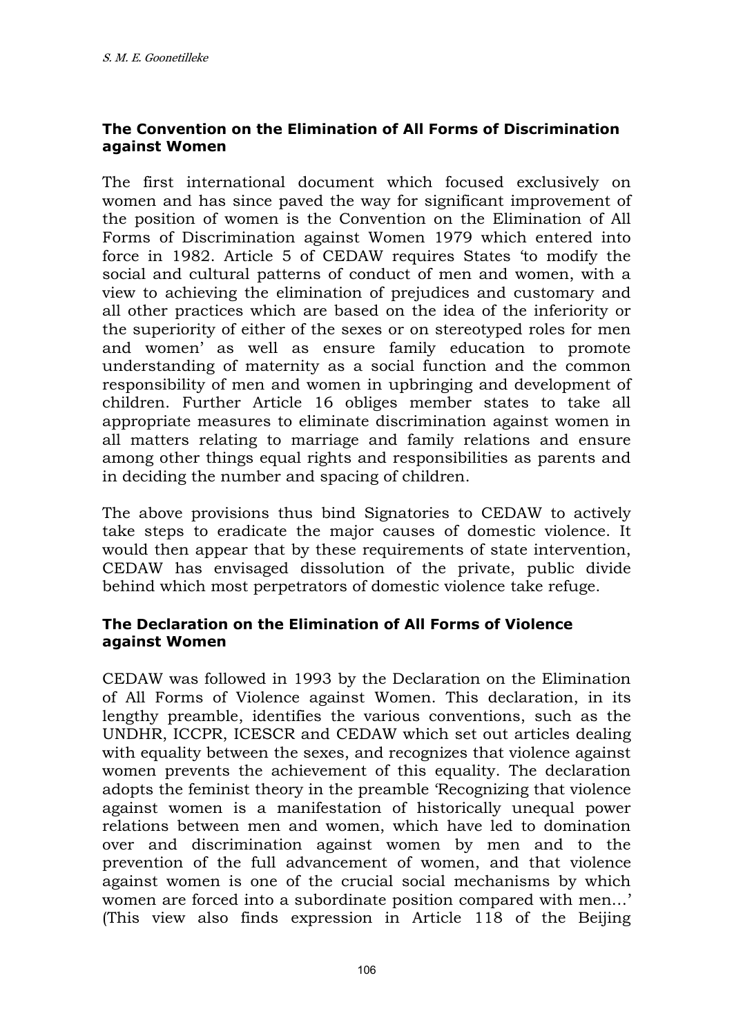### The Convention on the Elimination of All Forms of Discrimination against Women

The first international document which focused exclusively on women and has since paved the way for significant improvement of the position of women is the Convention on the Elimination of All Forms of Discrimination against Women 1979 which entered into force in 1982. Article 5 of CEDAW requires States 'to modify the social and cultural patterns of conduct of men and women, with a view to achieving the elimination of prejudices and customary and all other practices which are based on the idea of the inferiority or the superiority of either of the sexes or on stereotyped roles for men and women' as well as ensure family education to promote understanding of maternity as a social function and the common responsibility of men and women in upbringing and development of children. Further Article 16 obliges member states to take all appropriate measures to eliminate discrimination against women in all matters relating to marriage and family relations and ensure among other things equal rights and responsibilities as parents and in deciding the number and spacing of children.

The above provisions thus bind Signatories to CEDAW to actively take steps to eradicate the major causes of domestic violence. It would then appear that by these requirements of state intervention, CEDAW has envisaged dissolution of the private, public divide behind which most perpetrators of domestic violence take refuge.

### The Declaration on the Elimination of All Forms of Violence against Women

CEDAW was followed in 1993 by the Declaration on the Elimination of All Forms of Violence against Women. This declaration, in its lengthy preamble, identifies the various conventions, such as the UNDHR, ICCPR, ICESCR and CEDAW which set out articles dealing with equality between the sexes, and recognizes that violence against women prevents the achievement of this equality. The declaration adopts the feminist theory in the preamble 'Recognizing that violence against women is a manifestation of historically unequal power relations between men and women, which have led to domination over and discrimination against women by men and to the prevention of the full advancement of women, and that violence against women is one of the crucial social mechanisms by which women are forced into a subordinate position compared with men…' (This view also finds expression in Article 118 of the Beijing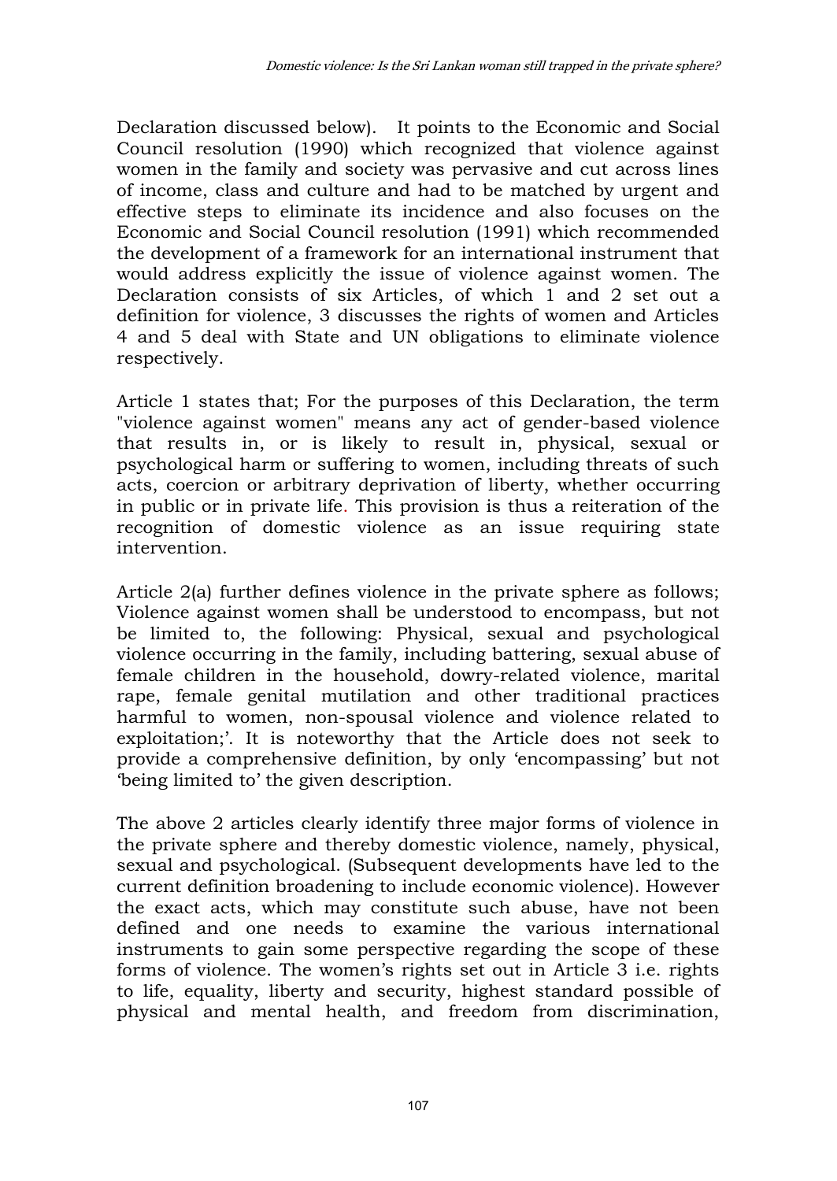Declaration discussed below). It points to the Economic and Social Council resolution (1990) which recognized that violence against women in the family and society was pervasive and cut across lines of income, class and culture and had to be matched by urgent and effective steps to eliminate its incidence and also focuses on the Economic and Social Council resolution (1991) which recommended the development of a framework for an international instrument that would address explicitly the issue of violence against women. The Declaration consists of six Articles, of which 1 and 2 set out a definition for violence, 3 discusses the rights of women and Articles 4 and 5 deal with State and UN obligations to eliminate violence respectively.

Article 1 states that; For the purposes of this Declaration, the term "violence against women" means any act of gender-based violence that results in, or is likely to result in, physical, sexual or psychological harm or suffering to women, including threats of such acts, coercion or arbitrary deprivation of liberty, whether occurring in public or in private life. This provision is thus a reiteration of the recognition of domestic violence as an issue requiring state intervention.

Article 2(a) further defines violence in the private sphere as follows; Violence against women shall be understood to encompass, but not be limited to, the following: Physical, sexual and psychological violence occurring in the family, including battering, sexual abuse of female children in the household, dowry-related violence, marital rape, female genital mutilation and other traditional practices harmful to women, non-spousal violence and violence related to exploitation;'. It is noteworthy that the Article does not seek to provide a comprehensive definition, by only 'encompassing' but not 'being limited to' the given description.

The above 2 articles clearly identify three major forms of violence in the private sphere and thereby domestic violence, namely, physical, sexual and psychological. (Subsequent developments have led to the current definition broadening to include economic violence). However the exact acts, which may constitute such abuse, have not been defined and one needs to examine the various international instruments to gain some perspective regarding the scope of these forms of violence. The women's rights set out in Article 3 i.e. rights to life, equality, liberty and security, highest standard possible of physical and mental health, and freedom from discrimination,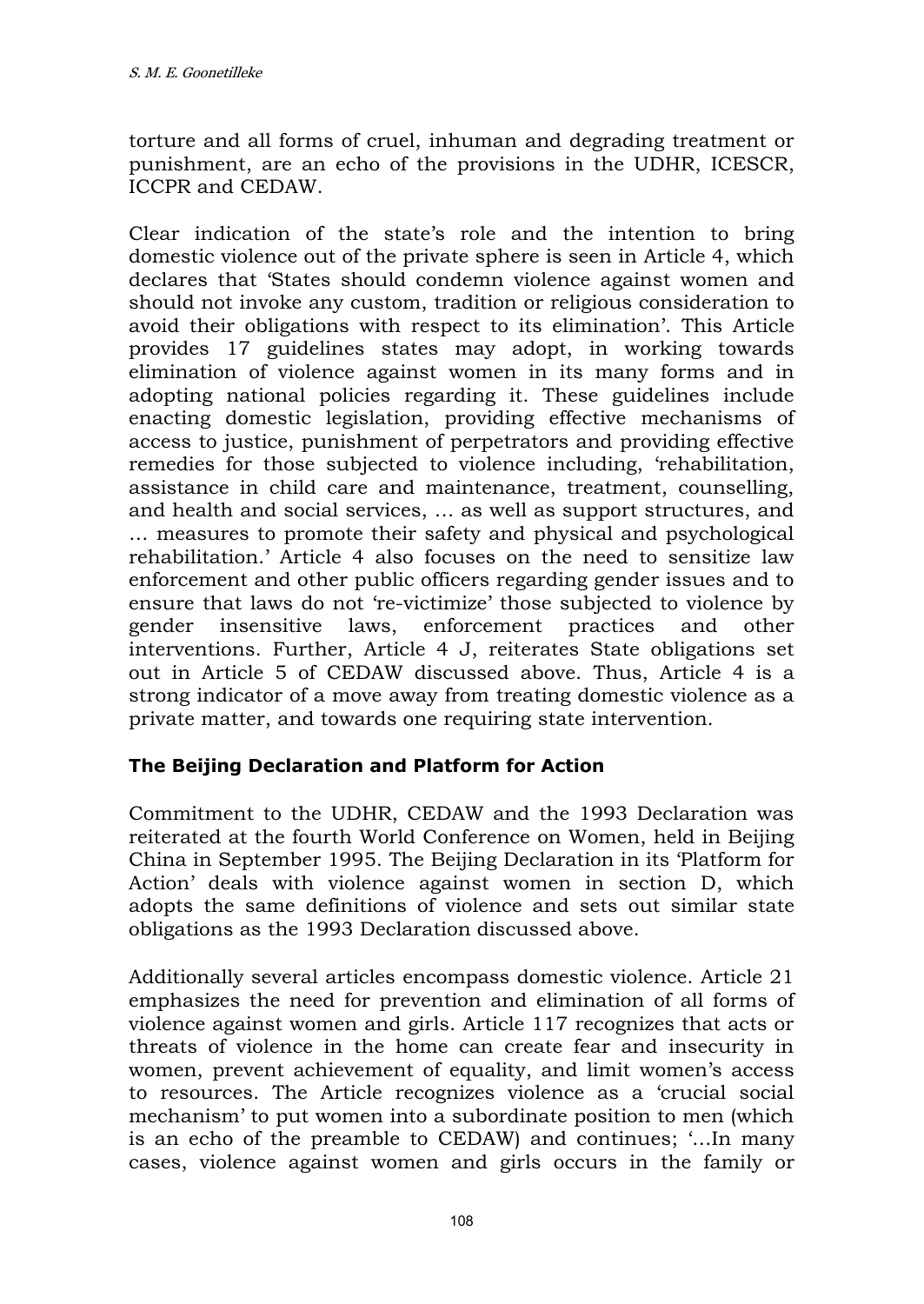torture and all forms of cruel, inhuman and degrading treatment or punishment, are an echo of the provisions in the UDHR, ICESCR, ICCPR and CEDAW.

Clear indication of the state's role and the intention to bring domestic violence out of the private sphere is seen in Article 4, which declares that 'States should condemn violence against women and should not invoke any custom, tradition or religious consideration to avoid their obligations with respect to its elimination'. This Article provides 17 guidelines states may adopt, in working towards elimination of violence against women in its many forms and in adopting national policies regarding it. These guidelines include enacting domestic legislation, providing effective mechanisms of access to justice, punishment of perpetrators and providing effective remedies for those subjected to violence including, 'rehabilitation, assistance in child care and maintenance, treatment, counselling, and health and social services, … as well as support structures, and … measures to promote their safety and physical and psychological rehabilitation.' Article 4 also focuses on the need to sensitize law enforcement and other public officers regarding gender issues and to ensure that laws do not 're-victimize' those subjected to violence by gender insensitive laws, enforcement practices and other interventions. Further, Article 4 J, reiterates State obligations set out in Article 5 of CEDAW discussed above. Thus, Article 4 is a strong indicator of a move away from treating domestic violence as a private matter, and towards one requiring state intervention.

### The Beijing Declaration and Platform for Action

Commitment to the UDHR, CEDAW and the 1993 Declaration was reiterated at the fourth World Conference on Women, held in Beijing China in September 1995. The Beijing Declaration in its 'Platform for Action' deals with violence against women in section D, which adopts the same definitions of violence and sets out similar state obligations as the 1993 Declaration discussed above.

Additionally several articles encompass domestic violence. Article 21 emphasizes the need for prevention and elimination of all forms of violence against women and girls. Article 117 recognizes that acts or threats of violence in the home can create fear and insecurity in women, prevent achievement of equality, and limit women's access to resources. The Article recognizes violence as a 'crucial social mechanism' to put women into a subordinate position to men (which is an echo of the preamble to CEDAW) and continues; '…In many cases, violence against women and girls occurs in the family or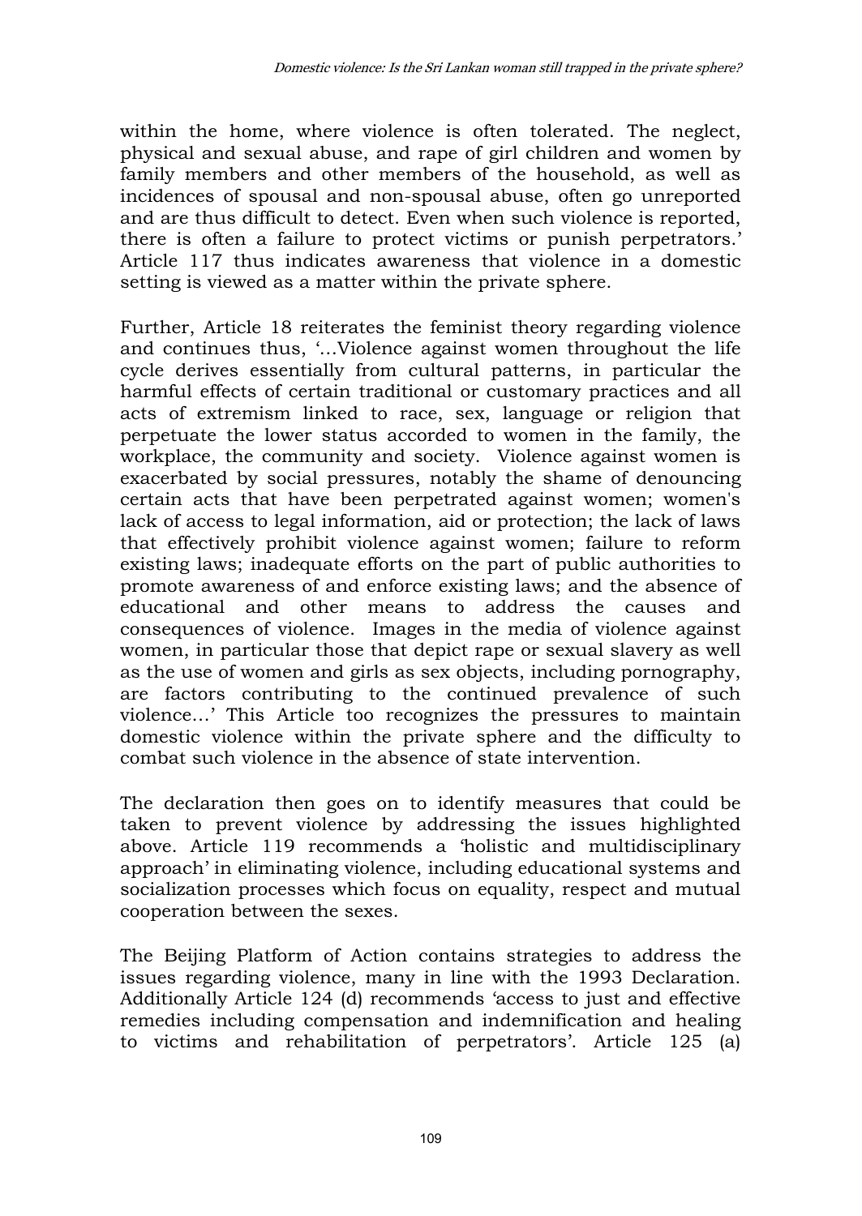within the home, where violence is often tolerated. The neglect, physical and sexual abuse, and rape of girl children and women by family members and other members of the household, as well as incidences of spousal and non-spousal abuse, often go unreported and are thus difficult to detect. Even when such violence is reported, there is often a failure to protect victims or punish perpetrators.' Article 117 thus indicates awareness that violence in a domestic setting is viewed as a matter within the private sphere.

Further, Article 18 reiterates the feminist theory regarding violence and continues thus, '…Violence against women throughout the life cycle derives essentially from cultural patterns, in particular the harmful effects of certain traditional or customary practices and all acts of extremism linked to race, sex, language or religion that perpetuate the lower status accorded to women in the family, the workplace, the community and society. Violence against women is exacerbated by social pressures, notably the shame of denouncing certain acts that have been perpetrated against women; women's lack of access to legal information, aid or protection; the lack of laws that effectively prohibit violence against women; failure to reform existing laws; inadequate efforts on the part of public authorities to promote awareness of and enforce existing laws; and the absence of educational and other means to address the causes and consequences of violence. Images in the media of violence against women, in particular those that depict rape or sexual slavery as well as the use of women and girls as sex objects, including pornography, are factors contributing to the continued prevalence of such violence…' This Article too recognizes the pressures to maintain domestic violence within the private sphere and the difficulty to combat such violence in the absence of state intervention.

The declaration then goes on to identify measures that could be taken to prevent violence by addressing the issues highlighted above. Article 119 recommends a 'holistic and multidisciplinary approach' in eliminating violence, including educational systems and socialization processes which focus on equality, respect and mutual cooperation between the sexes.

The Beijing Platform of Action contains strategies to address the issues regarding violence, many in line with the 1993 Declaration. Additionally Article 124 (d) recommends 'access to just and effective remedies including compensation and indemnification and healing to victims and rehabilitation of perpetrators'. Article 125 (a)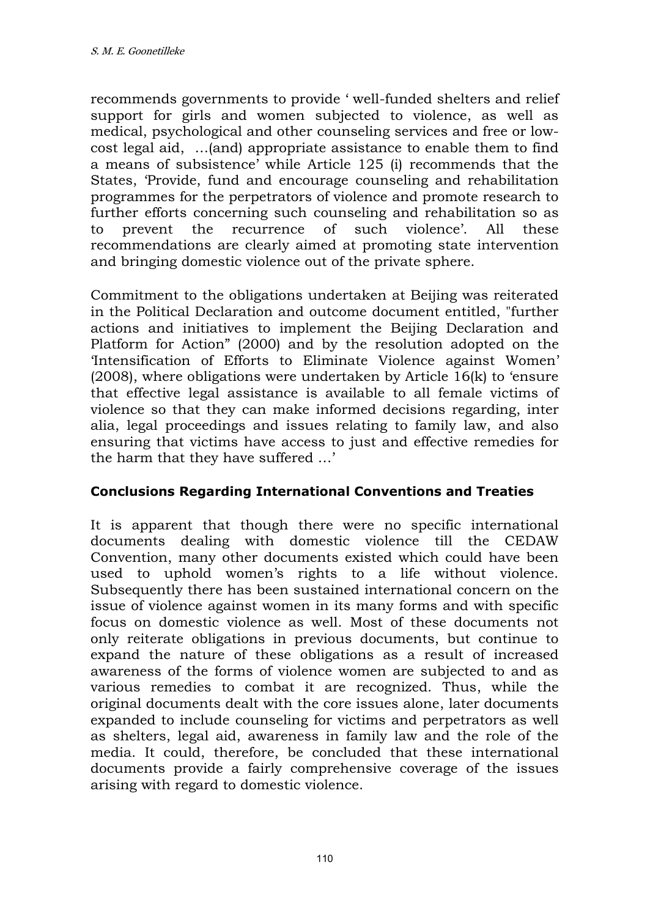recommends governments to provide ' well-funded shelters and relief support for girls and women subjected to violence, as well as medical, psychological and other counseling services and free or low-cost legal aid, …(and) appropriate assistance to enable them to find a means of subsistence' while Article 125 (i) recommends that the States, 'Provide, fund and encourage counseling and rehabilitation programmes for the perpetrators of violence and promote research to further efforts concerning such counseling and rehabilitation so as to prevent the recurrence of such violence'. All these recommendations are clearly aimed at promoting state intervention and bringing domestic violence out of the private sphere.

Commitment to the obligations undertaken at Beijing was reiterated in the Political Declaration and outcome document entitled, "further actions and initiatives to implement the Beijing Declaration and Platform for Action" (2000) and by the resolution adopted on the 'Intensification of Efforts to Eliminate Violence against Women' (2008), where obligations were undertaken by Article 16(k) to 'ensure that effective legal assistance is available to all female victims of violence so that they can make informed decisions regarding, inter alia, legal proceedings and issues relating to family law, and also ensuring that victims have access to just and effective remedies for the harm that they have suffered …'

### Conclusions Regarding International Conventions and Treaties

It is apparent that though there were no specific international documents dealing with domestic violence till the CEDAW Convention, many other documents existed which could have been used to uphold women's rights to a life without violence. Subsequently there has been sustained international concern on the issue of violence against women in its many forms and with specific focus on domestic violence as well. Most of these documents not only reiterate obligations in previous documents, but continue to expand the nature of these obligations as a result of increased awareness of the forms of violence women are subjected to and as various remedies to combat it are recognized. Thus, while the original documents dealt with the core issues alone, later documents expanded to include counseling for victims and perpetrators as well as shelters, legal aid, awareness in family law and the role of the media. It could, therefore, be concluded that these international documents provide a fairly comprehensive coverage of the issues arising with regard to domestic violence.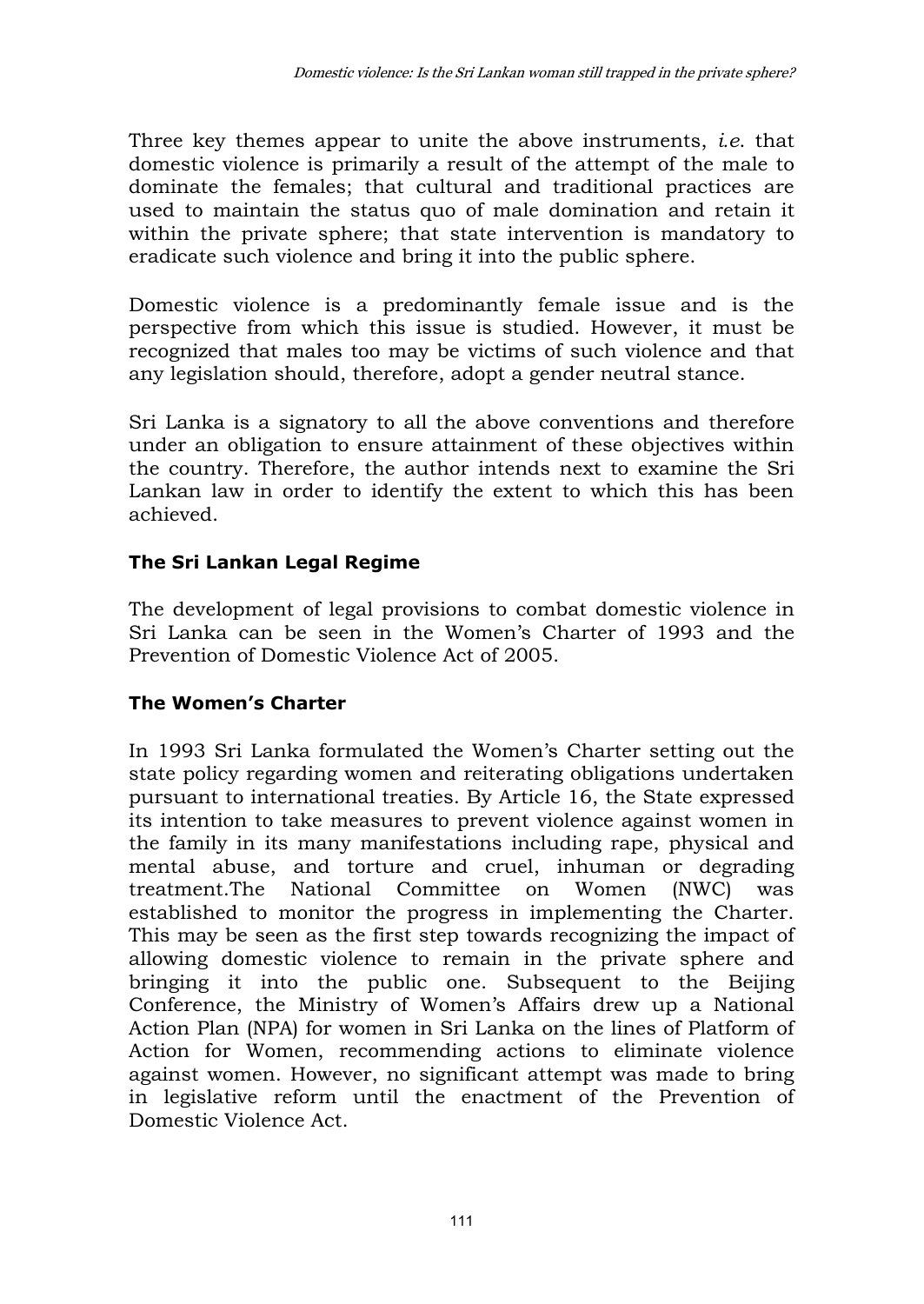Three key themes appear to unite the above instruments, *i.e.* that domestic violence is primarily a result of the attempt of the male to dominate the females; that cultural and traditional practices are used to maintain the status quo of male domination and retain it within the private sphere; that state intervention is mandatory to eradicate such violence and bring it into the public sphere.

Domestic violence is a predominantly female issue and is the perspective from which this issue is studied. However, it must be recognized that males too may be victims of such violence and that any legislation should, therefore, adopt a gender neutral stance.

Sri Lanka is a signatory to all the above conventions and therefore under an obligation to ensure attainment of these objectives within the country. Therefore, the author intends next to examine the Sri Lankan law in order to identify the extent to which this has been achieved.

## The Sri Lankan Legal Regime

The development of legal provisions to combat domestic violence in Sri Lanka can be seen in the Women's Charter of 1993 and the Prevention of Domestic Violence Act of 2005.

### The Women's Charter

In 1993 Sri Lanka formulated the Women's Charter setting out the state policy regarding women and reiterating obligations undertaken pursuant to international treaties. By Article 16, the State expressed its intention to take measures to prevent violence against women in the family in its many manifestations including rape, physical and mental abuse, and torture and cruel, inhuman or degrading treatment.The National Committee on Women (NWC) was established to monitor the progress in implementing the Charter. This may be seen as the first step towards recognizing the impact of allowing domestic violence to remain in the private sphere and bringing it into the public one. Subsequent to the Beijing Conference, the Ministry of Women's Affairs drew up a National Action Plan (NPA) for women in Sri Lanka on the lines of Platform of Action for Women, recommending actions to eliminate violence against women. However, no significant attempt was made to bring in legislative reform until the enactment of the Prevention of Domestic Violence Act.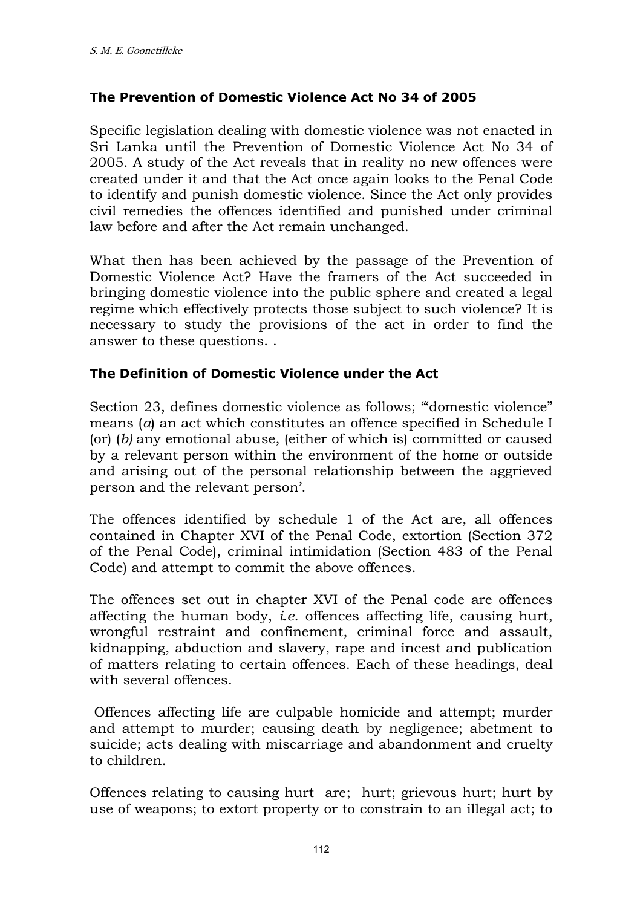### The Prevention of Domestic Violence Act No 34 of 2005

Specific legislation dealing with domestic violence was not enacted in Sri Lanka until the Prevention of Domestic Violence Act No 34 of 2005. A study of the Act reveals that in reality no new offences were created under it and that the Act once again looks to the Penal Code to identify and punish domestic violence. Since the Act only provides civil remedies the offences identified and punished under criminal law before and after the Act remain unchanged.

What then has been achieved by the passage of the Prevention of Domestic Violence Act? Have the framers of the Act succeeded in bringing domestic violence into the public sphere and created a legal regime which effectively protects those subject to such violence? It is necessary to study the provisions of the act in order to find the answer to these questions. .

### The Definition of Domestic Violence under the Act

Section 23, defines domestic violence as follows; '"domestic violence" means (*a*) an act which constitutes an offence specified in Schedule I (or) (*b)* any emotional abuse, (either of which is) committed or caused by a relevant person within the environment of the home or outside and arising out of the personal relationship between the aggrieved person and the relevant person'.

The offences identified by schedule 1 of the Act are, all offences contained in Chapter XVI of the Penal Code, extortion (Section 372 of the Penal Code), criminal intimidation (Section 483 of the Penal Code) and attempt to commit the above offences.

The offences set out in chapter XVI of the Penal code are offences affecting the human body, *i.e.* offences affecting life, causing hurt, wrongful restraint and confinement, criminal force and assault, kidnapping, abduction and slavery, rape and incest and publication of matters relating to certain offences. Each of these headings, deal with several offences.

Offences affecting life are culpable homicide and attempt; murder and attempt to murder; causing death by negligence; abetment to suicide; acts dealing with miscarriage and abandonment and cruelty to children.

Offences relating to causing hurt are; hurt; grievous hurt; hurt by use of weapons; to extort property or to constrain to an illegal act; to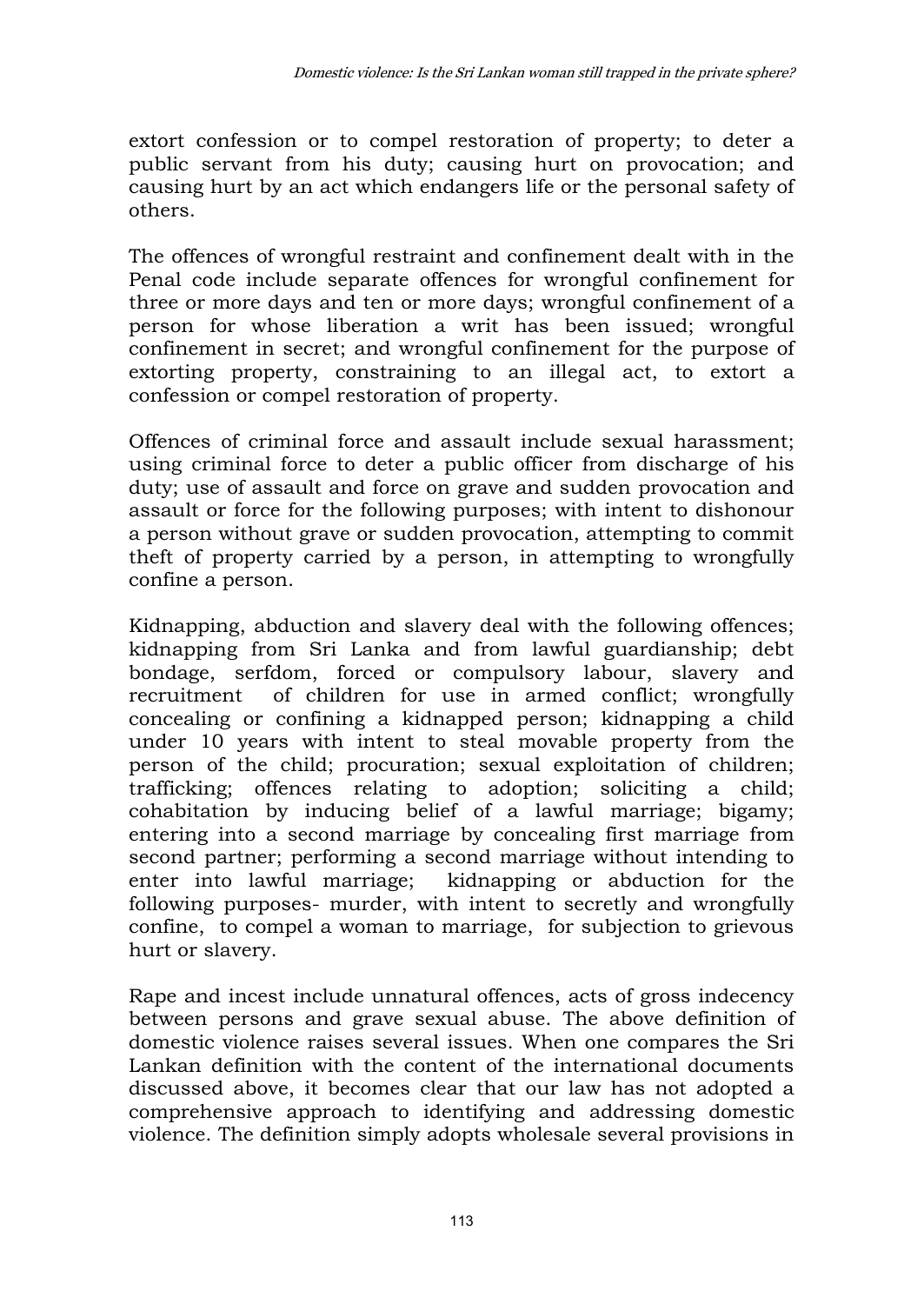extort confession or to compel restoration of property; to deter a public servant from his duty; causing hurt on provocation; and causing hurt by an act which endangers life or the personal safety of others.

The offences of wrongful restraint and confinement dealt with in the Penal code include separate offences for wrongful confinement for three or more days and ten or more days; wrongful confinement of a person for whose liberation a writ has been issued; wrongful confinement in secret; and wrongful confinement for the purpose of extorting property, constraining to an illegal act, to extort a confession or compel restoration of property.

Offences of criminal force and assault include sexual harassment; using criminal force to deter a public officer from discharge of his duty; use of assault and force on grave and sudden provocation and assault or force for the following purposes; with intent to dishonour a person without grave or sudden provocation, attempting to commit theft of property carried by a person, in attempting to wrongfully confine a person.

Kidnapping, abduction and slavery deal with the following offences; kidnapping from Sri Lanka and from lawful guardianship; debt bondage, serfdom, forced or compulsory labour, slavery and recruitment of children for use in armed conflict; wrongfully concealing or confining a kidnapped person; kidnapping a child under 10 years with intent to steal movable property from the person of the child; procuration; sexual exploitation of children; trafficking; offences relating to adoption; soliciting a child; cohabitation by inducing belief of a lawful marriage; bigamy; entering into a second marriage by concealing first marriage from second partner; performing a second marriage without intending to enter into lawful marriage; kidnapping or abduction for the following purposes- murder, with intent to secretly and wrongfully confine, to compel a woman to marriage, for subjection to grievous hurt or slavery.

Rape and incest include unnatural offences, acts of gross indecency between persons and grave sexual abuse. The above definition of domestic violence raises several issues. When one compares the Sri Lankan definition with the content of the international documents discussed above, it becomes clear that our law has not adopted a comprehensive approach to identifying and addressing domestic violence. The definition simply adopts wholesale several provisions in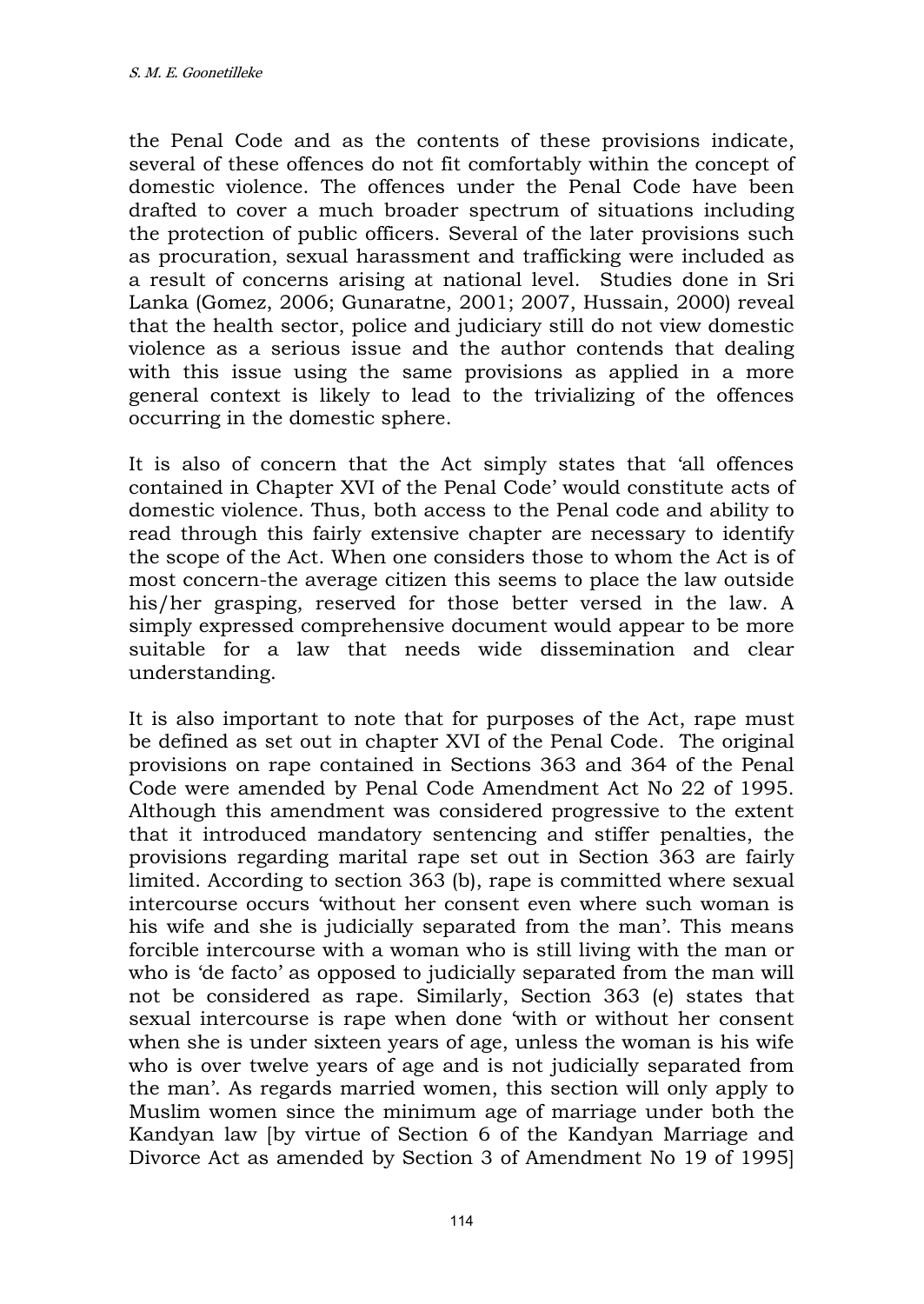the Penal Code and as the contents of these provisions indicate, several of these offences do not fit comfortably within the concept of domestic violence. The offences under the Penal Code have been drafted to cover a much broader spectrum of situations including the protection of public officers. Several of the later provisions such as procuration, sexual harassment and trafficking were included as a result of concerns arising at national level. Studies done in Sri Lanka (Gomez, 2006; Gunaratne, 2001; 2007, Hussain, 2000) reveal that the health sector, police and judiciary still do not view domestic violence as a serious issue and the author contends that dealing with this issue using the same provisions as applied in a more general context is likely to lead to the trivializing of the offences occurring in the domestic sphere.

It is also of concern that the Act simply states that 'all offences contained in Chapter XVI of the Penal Code' would constitute acts of domestic violence. Thus, both access to the Penal code and ability to read through this fairly extensive chapter are necessary to identify the scope of the Act. When one considers those to whom the Act is of most concern-the average citizen this seems to place the law outside his/her grasping, reserved for those better versed in the law. A simply expressed comprehensive document would appear to be more suitable for a law that needs wide dissemination and clear understanding.

It is also important to note that for purposes of the Act, rape must be defined as set out in chapter XVI of the Penal Code. The original provisions on rape contained in Sections 363 and 364 of the Penal Code were amended by Penal Code Amendment Act No 22 of 1995. Although this amendment was considered progressive to the extent that it introduced mandatory sentencing and stiffer penalties, the provisions regarding marital rape set out in Section 363 are fairly limited. According to section 363 (b), rape is committed where sexual intercourse occurs 'without her consent even where such woman is his wife and she is judicially separated from the man'. This means forcible intercourse with a woman who is still living with the man or who is 'de facto' as opposed to judicially separated from the man will not be considered as rape. Similarly, Section 363 (e) states that sexual intercourse is rape when done 'with or without her consent when she is under sixteen years of age, unless the woman is his wife who is over twelve years of age and is not judicially separated from the man'. As regards married women, this section will only apply to Muslim women since the minimum age of marriage under both the Kandyan law [by virtue of Section 6 of the Kandyan Marriage and Divorce Act as amended by Section 3 of Amendment No 19 of 1995]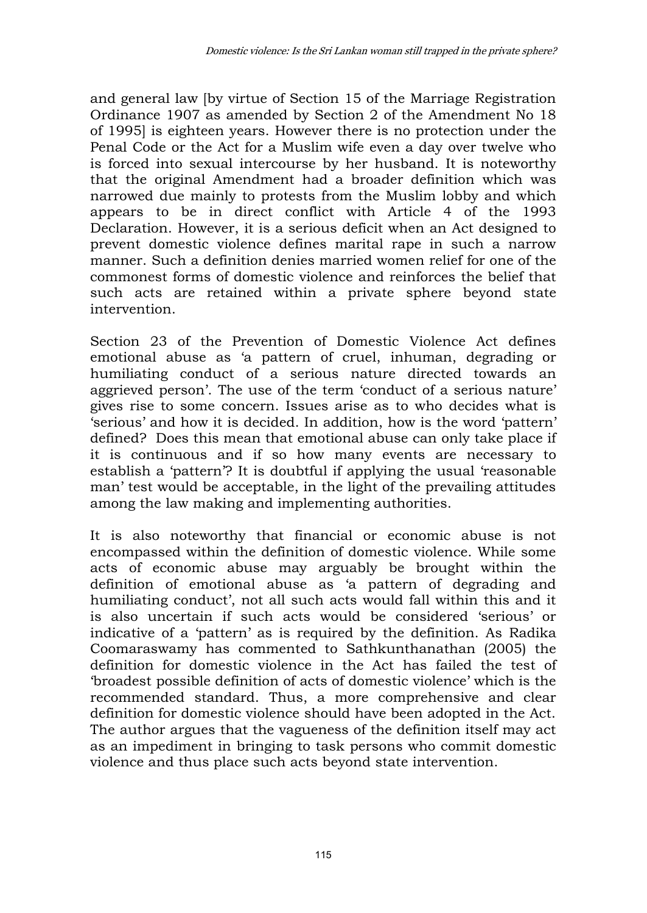and general law [by virtue of Section 15 of the Marriage Registration Ordinance 1907 as amended by Section 2 of the Amendment No 18 of 1995] is eighteen years. However there is no protection under the Penal Code or the Act for a Muslim wife even a day over twelve who is forced into sexual intercourse by her husband. It is noteworthy that the original Amendment had a broader definition which was narrowed due mainly to protests from the Muslim lobby and which appears to be in direct conflict with Article 4 of the 1993 Declaration. However, it is a serious deficit when an Act designed to prevent domestic violence defines marital rape in such a narrow manner. Such a definition denies married women relief for one of the commonest forms of domestic violence and reinforces the belief that such acts are retained within a private sphere beyond state intervention.

Section 23 of the Prevention of Domestic Violence Act defines emotional abuse as 'a pattern of cruel, inhuman, degrading or humiliating conduct of a serious nature directed towards an aggrieved person'. The use of the term 'conduct of a serious nature' gives rise to some concern. Issues arise as to who decides what is 'serious' and how it is decided. In addition, how is the word 'pattern' defined? Does this mean that emotional abuse can only take place if it is continuous and if so how many events are necessary to establish a 'pattern'? It is doubtful if applying the usual 'reasonable man' test would be acceptable, in the light of the prevailing attitudes among the law making and implementing authorities.

It is also noteworthy that financial or economic abuse is not encompassed within the definition of domestic violence. While some acts of economic abuse may arguably be brought within the definition of emotional abuse as 'a pattern of degrading and humiliating conduct', not all such acts would fall within this and it is also uncertain if such acts would be considered 'serious' or indicative of a 'pattern' as is required by the definition. As Radika Coomaraswamy has commented to Sathkunthanathan (2005) the definition for domestic violence in the Act has failed the test of 'broadest possible definition of acts of domestic violence' which is the recommended standard. Thus, a more comprehensive and clear definition for domestic violence should have been adopted in the Act. The author argues that the vagueness of the definition itself may act as an impediment in bringing to task persons who commit domestic violence and thus place such acts beyond state intervention.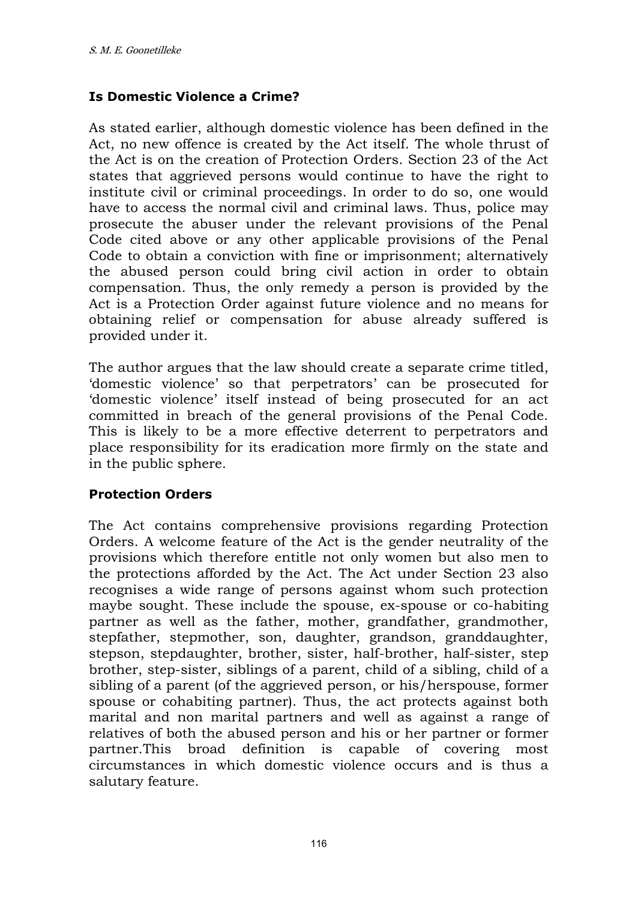### Is Domestic Violence a Crime?

As stated earlier, although domestic violence has been defined in the Act, no new offence is created by the Act itself. The whole thrust of the Act is on the creation of Protection Orders. Section 23 of the Act states that aggrieved persons would continue to have the right to institute civil or criminal proceedings. In order to do so, one would have to access the normal civil and criminal laws. Thus, police may prosecute the abuser under the relevant provisions of the Penal Code cited above or any other applicable provisions of the Penal Code to obtain a conviction with fine or imprisonment; alternatively the abused person could bring civil action in order to obtain compensation. Thus, the only remedy a person is provided by the Act is a Protection Order against future violence and no means for obtaining relief or compensation for abuse already suffered is provided under it.

The author argues that the law should create a separate crime titled, 'domestic violence' so that perpetrators' can be prosecuted for 'domestic violence' itself instead of being prosecuted for an act committed in breach of the general provisions of the Penal Code. This is likely to be a more effective deterrent to perpetrators and place responsibility for its eradication more firmly on the state and in the public sphere.

### Protection Orders

The Act contains comprehensive provisions regarding Protection Orders. A welcome feature of the Act is the gender neutrality of the provisions which therefore entitle not only women but also men to the protections afforded by the Act. The Act under Section 23 also recognises a wide range of persons against whom such protection maybe sought. These include the spouse, ex-spouse or co-habiting partner as well as the father, mother, grandfather, grandmother, stepfather, stepmother, son, daughter, grandson, granddaughter, stepson, stepdaughter, brother, sister, half-brother, half-sister, step brother, step-sister, siblings of a parent, child of a sibling, child of a sibling of a parent (of the aggrieved person, or his/herspouse, former spouse or cohabiting partner). Thus, the act protects against both marital and non marital partners and well as against a range of relatives of both the abused person and his or her partner or former partner.This broad definition is capable of covering most circumstances in which domestic violence occurs and is thus a salutary feature.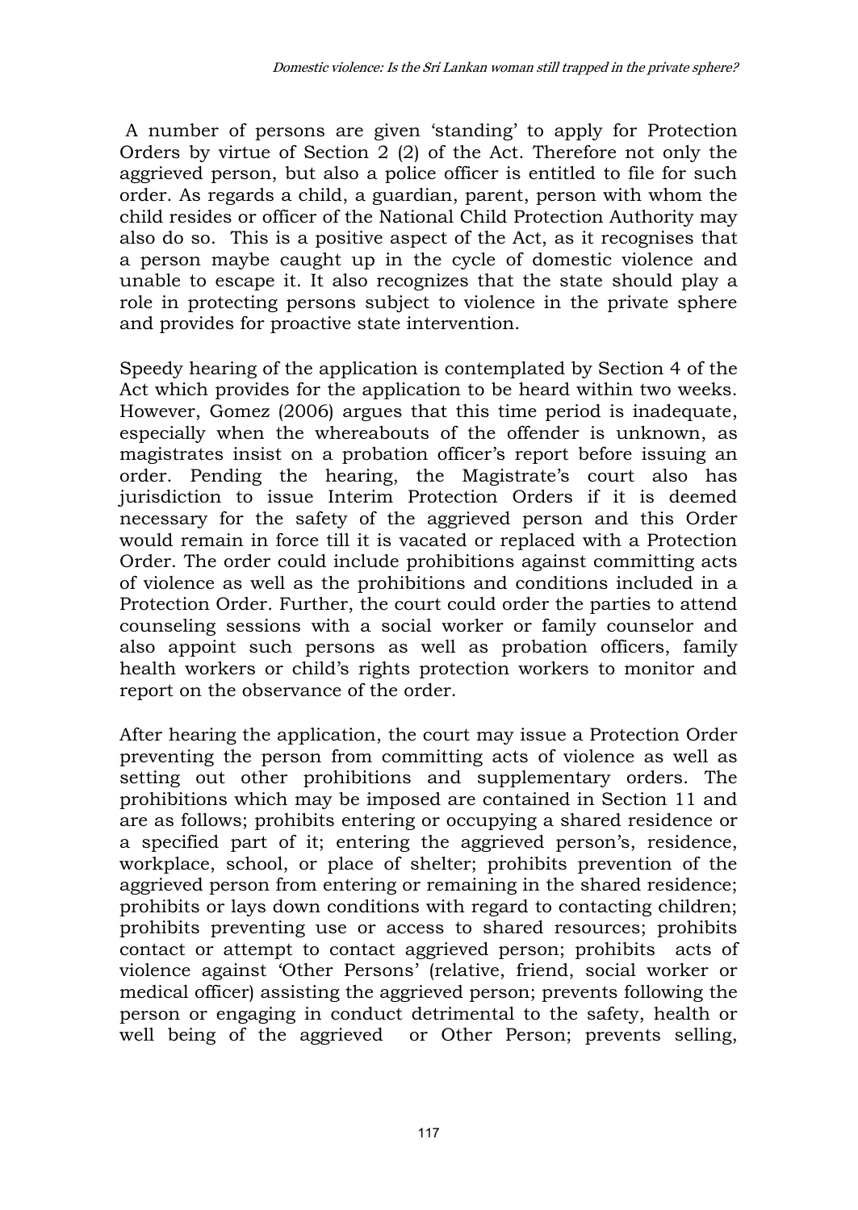A number of persons are given 'standing' to apply for Protection Orders by virtue of Section 2 (2) of the Act. Therefore not only the aggrieved person, but also a police officer is entitled to file for such order. As regards a child, a guardian, parent, person with whom the child resides or officer of the National Child Protection Authority may also do so. This is a positive aspect of the Act, as it recognises that a person maybe caught up in the cycle of domestic violence and unable to escape it. It also recognizes that the state should play a role in protecting persons subject to violence in the private sphere and provides for proactive state intervention.

Speedy hearing of the application is contemplated by Section 4 of the Act which provides for the application to be heard within two weeks. However, Gomez (2006) argues that this time period is inadequate, especially when the whereabouts of the offender is unknown, as magistrates insist on a probation officer's report before issuing an order. Pending the hearing, the Magistrate's court also has jurisdiction to issue Interim Protection Orders if it is deemed necessary for the safety of the aggrieved person and this Order would remain in force till it is vacated or replaced with a Protection Order. The order could include prohibitions against committing acts of violence as well as the prohibitions and conditions included in a Protection Order. Further, the court could order the parties to attend counseling sessions with a social worker or family counselor and also appoint such persons as well as probation officers, family health workers or child's rights protection workers to monitor and report on the observance of the order.

After hearing the application, the court may issue a Protection Order preventing the person from committing acts of violence as well as setting out other prohibitions and supplementary orders. The prohibitions which may be imposed are contained in Section 11 and are as follows; prohibits entering or occupying a shared residence or a specified part of it; entering the aggrieved person's, residence, workplace, school, or place of shelter; prohibits prevention of the aggrieved person from entering or remaining in the shared residence; prohibits or lays down conditions with regard to contacting children; prohibits preventing use or access to shared resources; prohibits contact or attempt to contact aggrieved person; prohibits acts of violence against 'Other Persons' (relative, friend, social worker or medical officer) assisting the aggrieved person; prevents following the person or engaging in conduct detrimental to the safety, health or well being of the aggrieved or Other Person; prevents selling,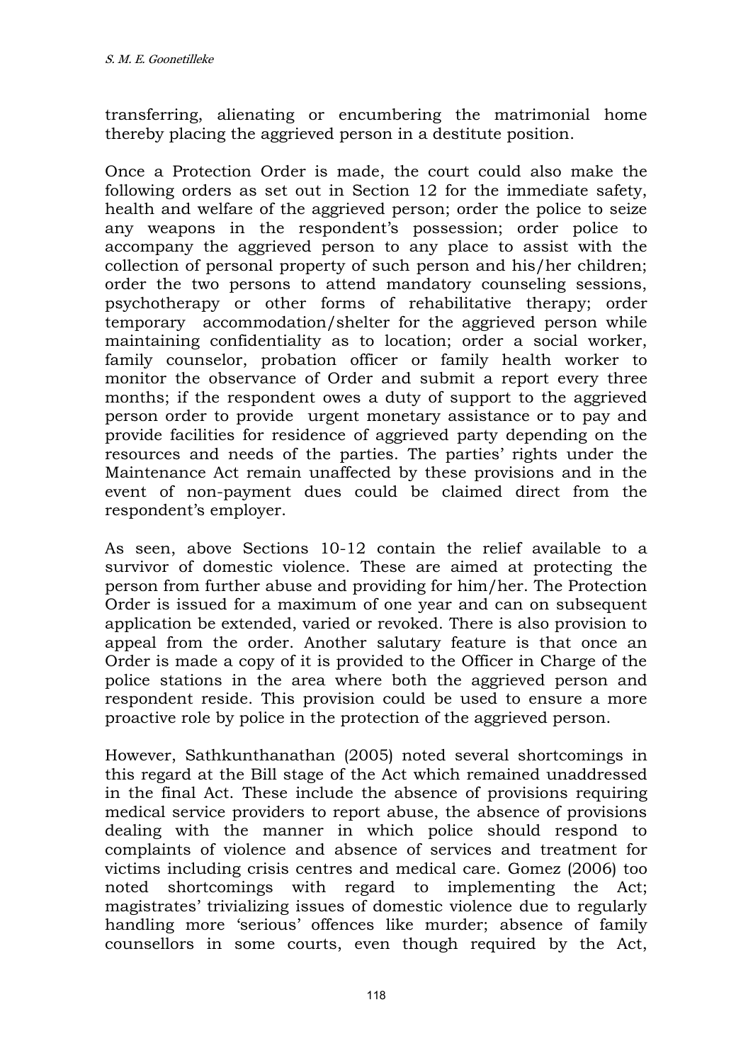transferring, alienating or encumbering the matrimonial home thereby placing the aggrieved person in a destitute position.

Once a Protection Order is made, the court could also make the following orders as set out in Section 12 for the immediate safety, health and welfare of the aggrieved person; order the police to seize any weapons in the respondent's possession; order police to accompany the aggrieved person to any place to assist with the collection of personal property of such person and his/her children; order the two persons to attend mandatory counseling sessions, psychotherapy or other forms of rehabilitative therapy; order temporary accommodation/shelter for the aggrieved person while maintaining confidentiality as to location; order a social worker, family counselor, probation officer or family health worker to monitor the observance of Order and submit a report every three months; if the respondent owes a duty of support to the aggrieved person order to provide urgent monetary assistance or to pay and provide facilities for residence of aggrieved party depending on the resources and needs of the parties. The parties' rights under the Maintenance Act remain unaffected by these provisions and in the event of non-payment dues could be claimed direct from the respondent's employer.

As seen, above Sections 10-12 contain the relief available to a survivor of domestic violence. These are aimed at protecting the person from further abuse and providing for him/her. The Protection Order is issued for a maximum of one year and can on subsequent application be extended, varied or revoked. There is also provision to appeal from the order. Another salutary feature is that once an Order is made a copy of it is provided to the Officer in Charge of the police stations in the area where both the aggrieved person and respondent reside. This provision could be used to ensure a more proactive role by police in the protection of the aggrieved person.

However, Sathkunthanathan (2005) noted several shortcomings in this regard at the Bill stage of the Act which remained unaddressed in the final Act. These include the absence of provisions requiring medical service providers to report abuse, the absence of provisions dealing with the manner in which police should respond to complaints of violence and absence of services and treatment for victims including crisis centres and medical care. Gomez (2006) too noted shortcomings with regard to implementing the Act; magistrates' trivializing issues of domestic violence due to regularly handling more 'serious' offences like murder; absence of family counsellors in some courts, even though required by the Act,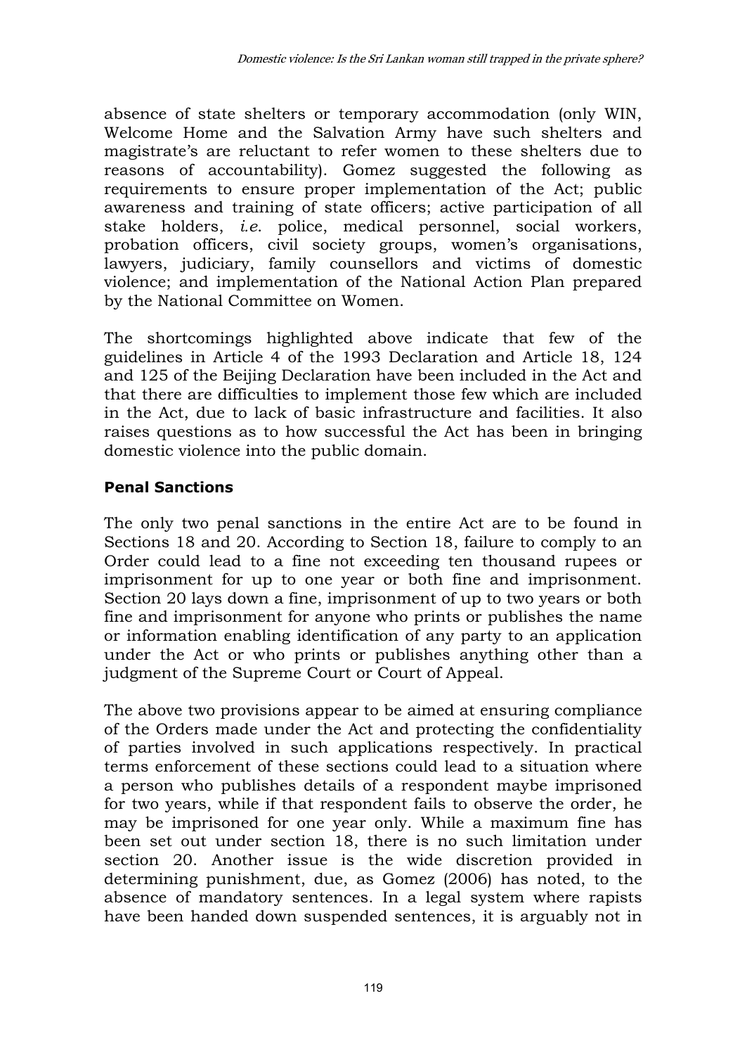absence of state shelters or temporary accommodation (only WIN, Welcome Home and the Salvation Army have such shelters and magistrate's are reluctant to refer women to these shelters due to reasons of accountability). Gomez suggested the following as requirements to ensure proper implementation of the Act; public awareness and training of state officers; active participation of all stake holders, *i.e.* police, medical personnel, social workers, probation officers, civil society groups, women's organisations, lawyers, judiciary, family counsellors and victims of domestic violence; and implementation of the National Action Plan prepared by the National Committee on Women.

The shortcomings highlighted above indicate that few of the guidelines in Article 4 of the 1993 Declaration and Article 18, 124 and 125 of the Beijing Declaration have been included in the Act and that there are difficulties to implement those few which are included in the Act, due to lack of basic infrastructure and facilities. It also raises questions as to how successful the Act has been in bringing domestic violence into the public domain.

**Penal Sanctions**

The only two penal sanctions in the entire Act are to be found in Sections 18 and 20. According to Section 18, failure to comply to an Order could lead to a fine not exceeding ten thousand rupees or imprisonment for up to one year or both fine and imprisonment. Section 20 lays down a fine, imprisonment of up to two years or both fine and imprisonment for anyone who prints or publishes the name or information enabling identification of any party to an application under the Act or who prints or publishes anything other than a judgment of the Supreme Court or Court of Appeal.

The above two provisions appear to be aimed at ensuring compliance of the Orders made under the Act and protecting the confidentiality of parties involved in such applications respectively. In practical terms enforcement of these sections could lead to a situation where a person who publishes details of a respondent maybe imprisoned for two years, while if that respondent fails to observe the order, he may be imprisoned for one year only. While a maximum fine has been set out under section 18, there is no such limitation under section 20. Another issue is the wide discretion provided in determining punishment, due, as Gomez (2006) has noted, to the absence of mandatory sentences. In a legal system where rapists have been handed down suspended sentences, it is arguably not in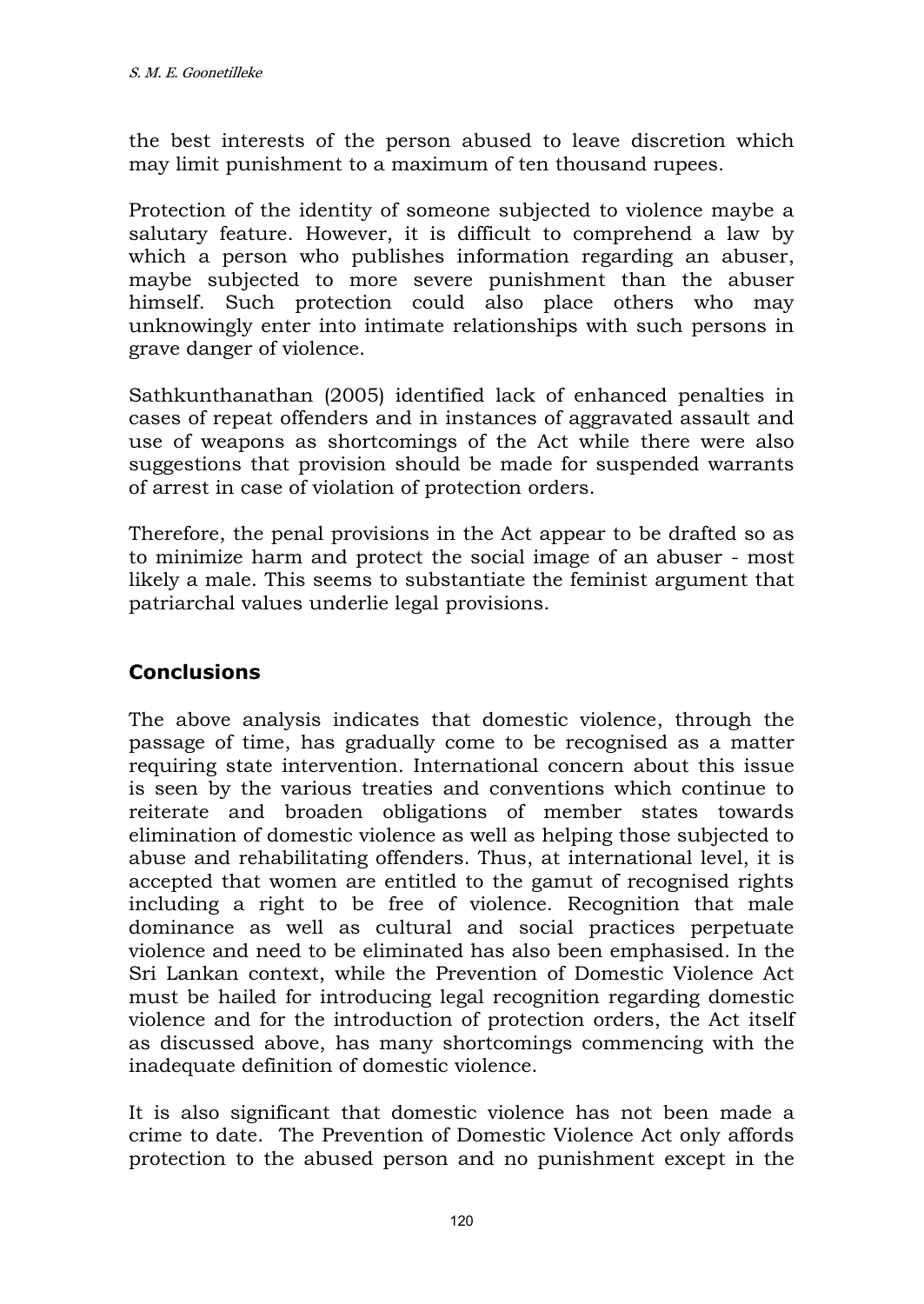the best interests of the person abused to leave discretion which may limit punishment to a maximum of ten thousand rupees.

Protection of the identity of someone subjected to violence maybe a salutary feature. However, it is difficult to comprehend a law by which a person who publishes information regarding an abuser, maybe subjected to more severe punishment than the abuser himself. Such protection could also place others who may unknowingly enter into intimate relationships with such persons in grave danger of violence.

Sathkunthanathan (2005) identified lack of enhanced penalties in cases of repeat offenders and in instances of aggravated assault and use of weapons as shortcomings of the Act while there were also suggestions that provision should be made for suspended warrants of arrest in case of violation of protection orders.

Therefore, the penal provisions in the Act appear to be drafted so as to minimize harm and protect the social image of an abuser - most likely a male. This seems to substantiate the feminist argument that patriarchal values underlie legal provisions.

## Conclusions

The above analysis indicates that domestic violence, through the passage of time, has gradually come to be recognised as a matter requiring state intervention. International concern about this issue is seen by the various treaties and conventions which continue to reiterate and broaden obligations of member states towards elimination of domestic violence as well as helping those subjected to abuse and rehabilitating offenders. Thus, at international level, it is accepted that women are entitled to the gamut of recognised rights including a right to be free of violence. Recognition that male dominance as well as cultural and social practices perpetuate violence and need to be eliminated has also been emphasised. In the Sri Lankan context, while the Prevention of Domestic Violence Act must be hailed for introducing legal recognition regarding domestic violence and for the introduction of protection orders, the Act itself as discussed above, has many shortcomings commencing with the inadequate definition of domestic violence.

It is also significant that domestic violence has not been made a crime to date. The Prevention of Domestic Violence Act only affords protection to the abused person and no punishment except in the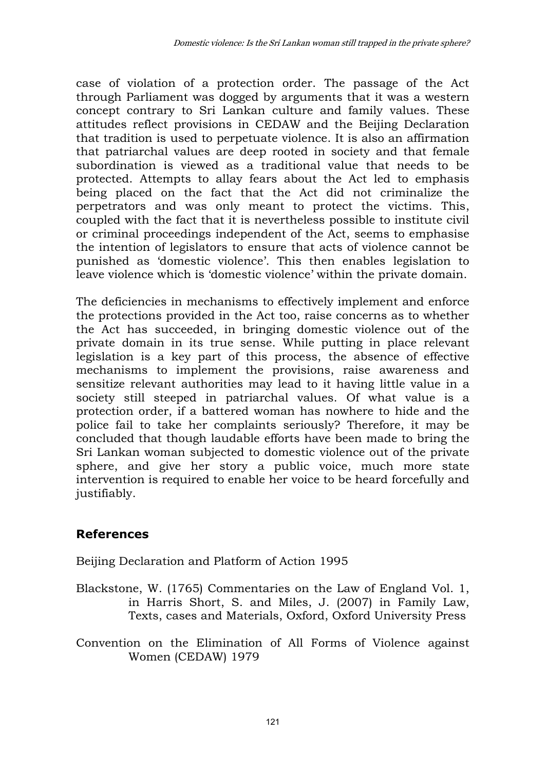case of violation of a protection order. The passage of the Act through Parliament was dogged by arguments that it was a western concept contrary to Sri Lankan culture and family values. These attitudes reflect provisions in CEDAW and the Beijing Declaration that tradition is used to perpetuate violence. It is also an affirmation that patriarchal values are deep rooted in society and that female subordination is viewed as a traditional value that needs to be protected. Attempts to allay fears about the Act led to emphasis being placed on the fact that the Act did not criminalize the perpetrators and was only meant to protect the victims. This, coupled with the fact that it is nevertheless possible to institute civil or criminal proceedings independent of the Act, seems to emphasise the intention of legislators to ensure that acts of violence cannot be punished as 'domestic violence'. This then enables legislation to leave violence which is 'domestic violence' within the private domain.

The deficiencies in mechanisms to effectively implement and enforce the protections provided in the Act too, raise concerns as to whether the Act has succeeded, in bringing domestic violence out of the private domain in its true sense. While putting in place relevant legislation is a key part of this process, the absence of effective mechanisms to implement the provisions, raise awareness and sensitize relevant authorities may lead to it having little value in a society still steeped in patriarchal values. Of what value is a protection order, if a battered woman has nowhere to hide and the police fail to take her complaints seriously? Therefore, it may be concluded that though laudable efforts have been made to bring the Sri Lankan woman subjected to domestic violence out of the private sphere, and give her story a public voice, much more state intervention is required to enable her voice to be heard forcefully and justifiably.

## References

Beijing Declaration and Platform of Action 1995

Blackstone, W. (1765) Commentaries on the Law of England Vol. 1, in Harris Short, S. and Miles, J. (2007) in Family Law, Texts, cases and Materials, Oxford, Oxford University Press

Convention on the Elimination of All Forms of Violence against Women (CEDAW) 1979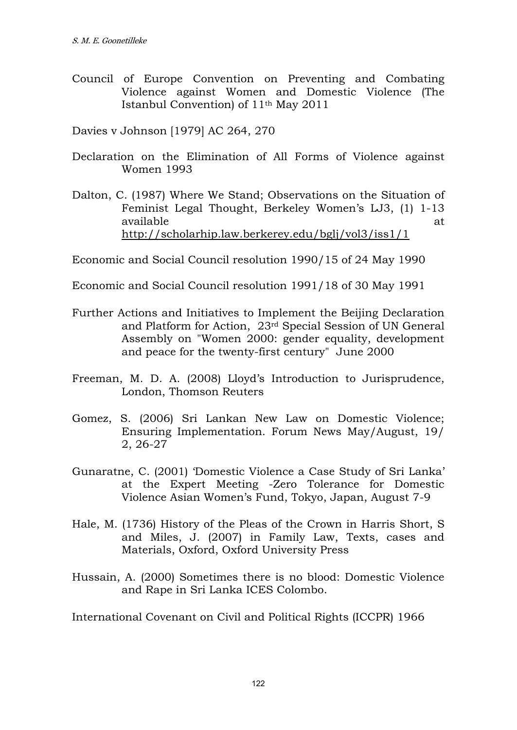Council of Europe Convention on Preventing and Combating Violence against Women and Domestic Violence (The Istanbul Convention) of 11th May 2011

Davies v Johnson [1979] AC 264, 270

Declaration on the Elimination of All Forms of Violence against Women 1993

Dalton, C. (1987) Where We Stand; Observations on the Situation of Feminist Legal Thought, Berkeley Women's LJ3, (1) 1-13 available at http://scholarhip.law.berkerey.edu/bglj/vol3/iss1/1

Economic and Social Council resolution 1990/15 of 24 May 1990

Economic and Social Council resolution 1991/18 of 30 May 1991

Further Actions and Initiatives to Implement the Beijing Declaration and Platform for Action, 23rd Special Session of UN General Assembly on "Women 2000: gender equality, development and peace for the twenty-first century" June 2000

Freeman, M. D. A. (2008) Lloyd's Introduction to Jurisprudence, London, Thomson Reuters

Gomez, S. (2006) Sri Lankan New Law on Domestic Violence; Ensuring Implementation. Forum News May/August, 19/ 2, 26-27

Gunaratne, C. (2001) 'Domestic Violence a Case Study of Sri Lanka' at the Expert Meeting -Zero Tolerance for Domestic Violence Asian Women's Fund, Tokyo, Japan, August 7-9

Hale, M. (1736) History of the Pleas of the Crown in Harris Short, S and Miles, J. (2007) in Family Law, Texts, cases and Materials, Oxford, Oxford University Press

Hussain, A. (2000) Sometimes there is no blood: Domestic Violence and Rape in Sri Lanka ICES Colombo.

International Covenant on Civil and Political Rights (ICCPR) 1966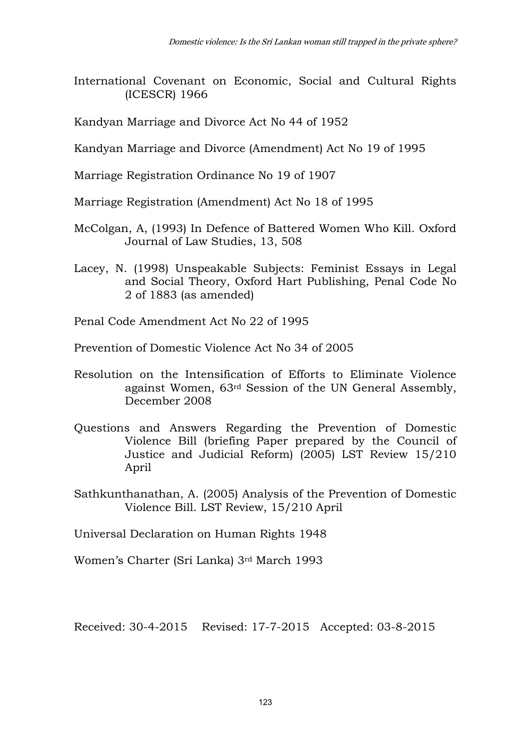International Covenant on Economic, Social and Cultural Rights (ICESCR) 1966

Kandyan Marriage and Divorce Act No 44 of 1952

Kandyan Marriage and Divorce (Amendment) Act No 19 of 1995

Marriage Registration Ordinance No 19 of 1907

Marriage Registration (Amendment) Act No 18 of 1995

McColgan, A, (1993) In Defence of Battered Women Who Kill. Oxford Journal of Law Studies, 13, 508

Lacey, N. (1998) Unspeakable Subjects: Feminist Essays in Legal and Social Theory, Oxford Hart Publishing, Penal Code No 2 of 1883 (as amended)

Penal Code Amendment Act No 22 of 1995

Prevention of Domestic Violence Act No 34 of 2005

Resolution on the Intensification of Efforts to Eliminate Violence against Women, 63rd Session of the UN General Assembly, December 2008

Questions and Answers Regarding the Prevention of Domestic Violence Bill (briefing Paper prepared by the Council of Justice and Judicial Reform) (2005) LST Review 15/210 April

Sathkunthanathan, A. (2005) Analysis of the Prevention of Domestic Violence Bill. LST Review, 15/210 April

Universal Declaration on Human Rights 1948

Women's Charter (Sri Lanka) 3rd March 1993

Received: 30-4-2015 Revised: 17-7-2015 Accepted: 03-8-2015